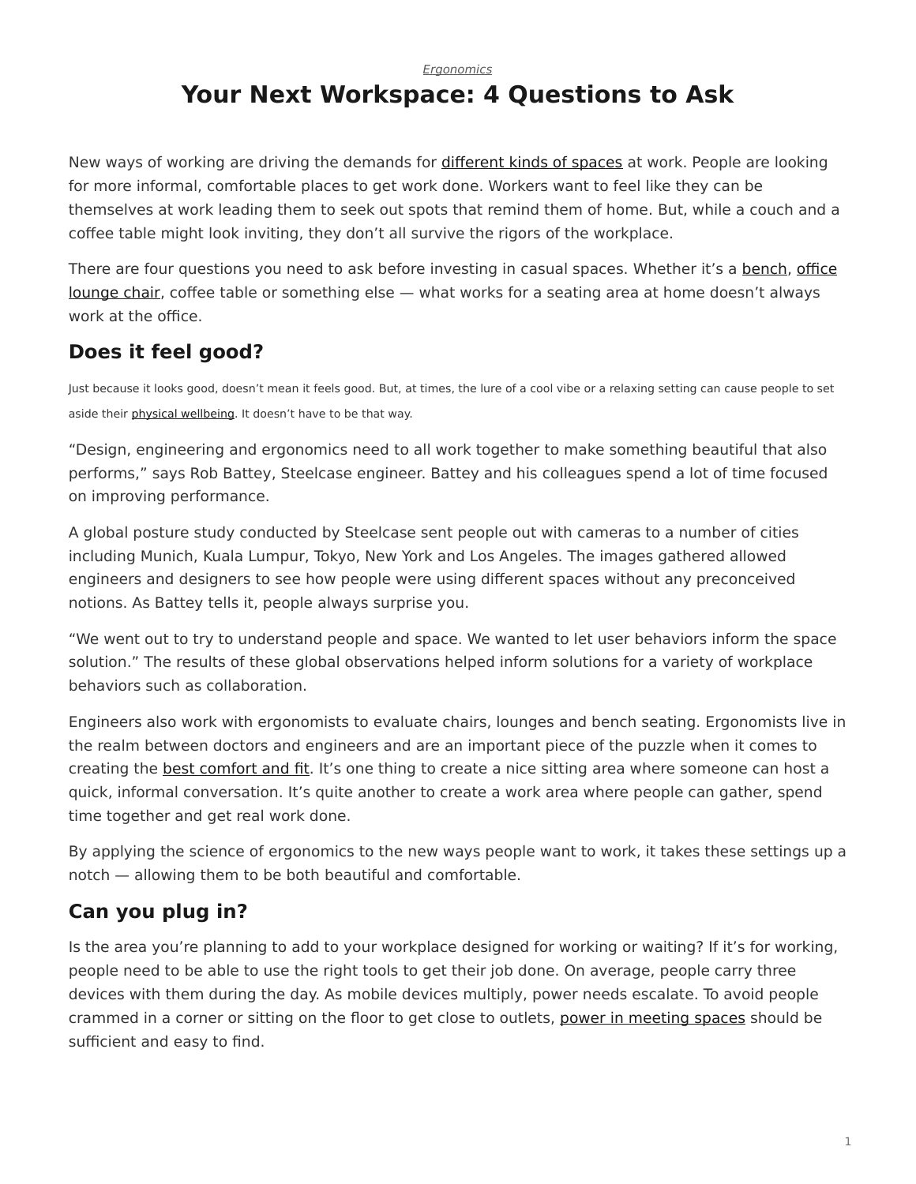*Ergonomics*

# Your Next Workspace: 4 Questions to Ask

New ways of working are driving the demands for different kinds of spaces at work. People are looking for more informal, comfortable places to get work done. Workers want to feel like they can be themselves at work leading them to seek out spots that remind them of home. But, while a couch and a coffee table might look inviting, they don't all survive the rigors of the workplace.

There are four questions you need to ask before investing in casual spaces. Whether it's a bench, office lounge chair, coffee table or something else — what works for a seating area at home doesn't always work at the office.

## Does it feel good?

Just because it looks good, doesn't mean it feels good. But, at times, the lure of a cool vibe or a relaxing setting can cause people to set aside their physical wellbeing. It doesn't have to be that way.

"Design, engineering and ergonomics need to all work together to make something beautiful that also performs," says Rob Battey, Steelcase engineer. Battey and his colleagues spend a lot of time focused on improving performance.

A global posture study conducted by Steelcase sent people out with cameras to a number of cities including Munich, Kuala Lumpur, Tokyo, New York and Los Angeles. The images gathered allowed engineers and designers to see how people were using different spaces without any preconceived notions. As Battey tells it, people always surprise you.

"We went out to try to understand people and space. We wanted to let user behaviors inform the space solution." The results of these global observations helped inform solutions for a variety of workplace behaviors such as collaboration.

Engineers also work with ergonomists to evaluate chairs, lounges and bench seating. Ergonomists live in the realm between doctors and engineers and are an important piece of the puzzle when it comes to creating the best comfort and fit. It's one thing to create a nice sitting area where someone can host a quick, informal conversation. It's quite another to create a work area where people can gather, spend time together and get real work done.

By applying the science of ergonomics to the new ways people want to work, it takes these settings up a notch — allowing them to be both beautiful and comfortable.

## Can you plug in?

Is the area you're planning to add to your workplace designed for working or waiting? If it's for working, people need to be able to use the right tools to get their job done. On average, people carry three devices with them during the day. As mobile devices multiply, power needs escalate. To avoid people crammed in a corner or sitting on the floor to get close to outlets, power in meeting spaces should be sufficient and easy to find.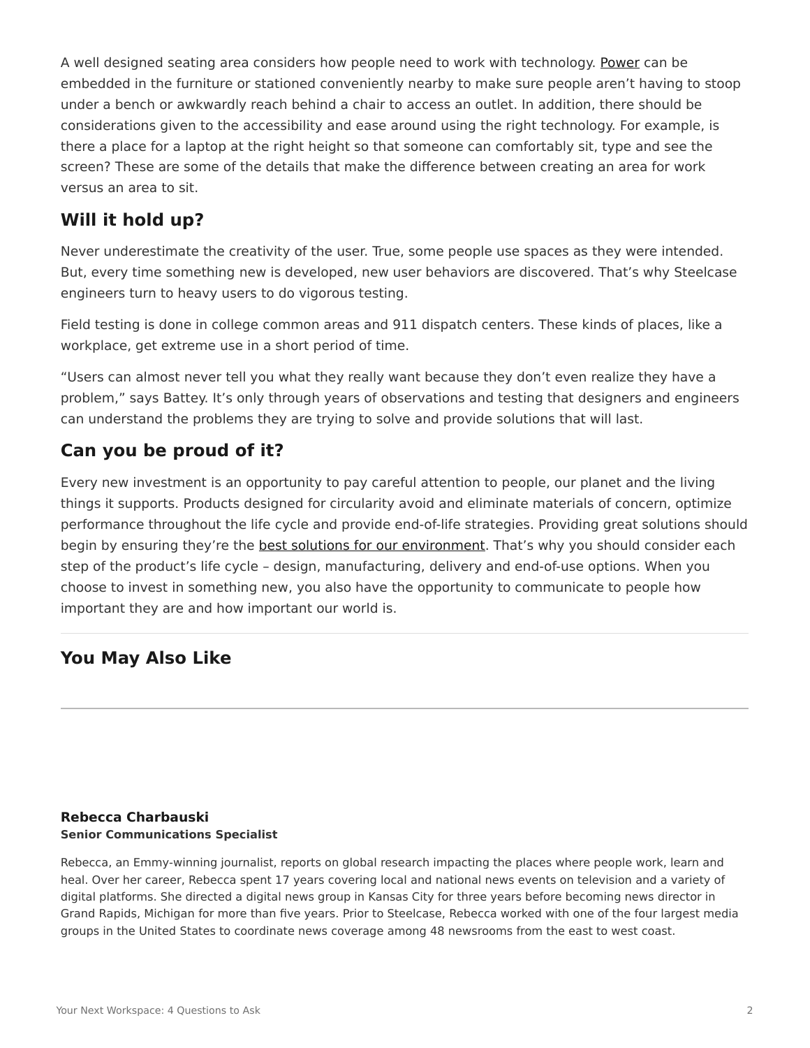A well designed seating area considers how people need to work with technology. Power can be embedded in the furniture or stationed conveniently nearby to make sure people aren't having to stoop under a bench or awkwardly reach behind a chair to access an outlet. In addition, there should be considerations given to the accessibility and ease around using the right technology. For example, is there a place for a laptop at the right height so that someone can comfortably sit, type and see the screen? These are some of the details that make the difference between creating an area for work versus an area to sit.

## Will it hold up?

Never underestimate the creativity of the user. True, some people use spaces as they were intended. But, every time something new is developed, new user behaviors are discovered. That's why Steelcase engineers turn to heavy users to do vigorous testing.

Field testing is done in college common areas and 911 dispatch centers. These kinds of places, like a workplace, get extreme use in a short period of time.

"Users can almost never tell you what they really want because they don't even realize they have a problem," says Battey. It's only through years of observations and testing that designers and engineers can understand the problems they are trying to solve and provide solutions that will last.

## Can you be proud of it?

Every new investment is an opportunity to pay careful attention to people, our planet and the living things it supports. Products designed for circularity avoid and eliminate materials of concern, optimize performance throughout the life cycle and provide end-of-life strategies. Providing great solutions should begin by ensuring they're the best solutions for our environment. That's why you should consider each step of the product's life cycle – design, manufacturing, delivery and end-of-use options. When you choose to invest in something new, you also have the opportunity to communicate to people how important they are and how important our world is.

---

## You May Also Like

---

**Rebecca Charbauski**
**Senior Communications Specialist**

Rebecca, an Emmy-winning journalist, reports on global research impacting the places where people work, learn and heal. Over her career, Rebecca spent 17 years covering local and national news events on television and a variety of digital platforms. She directed a digital news group in Kansas City for three years before becoming news director in Grand Rapids, Michigan for more than five years. Prior to Steelcase, Rebecca worked with one of the four largest media groups in the United States to coordinate news coverage among 48 newsrooms from the east to west coast.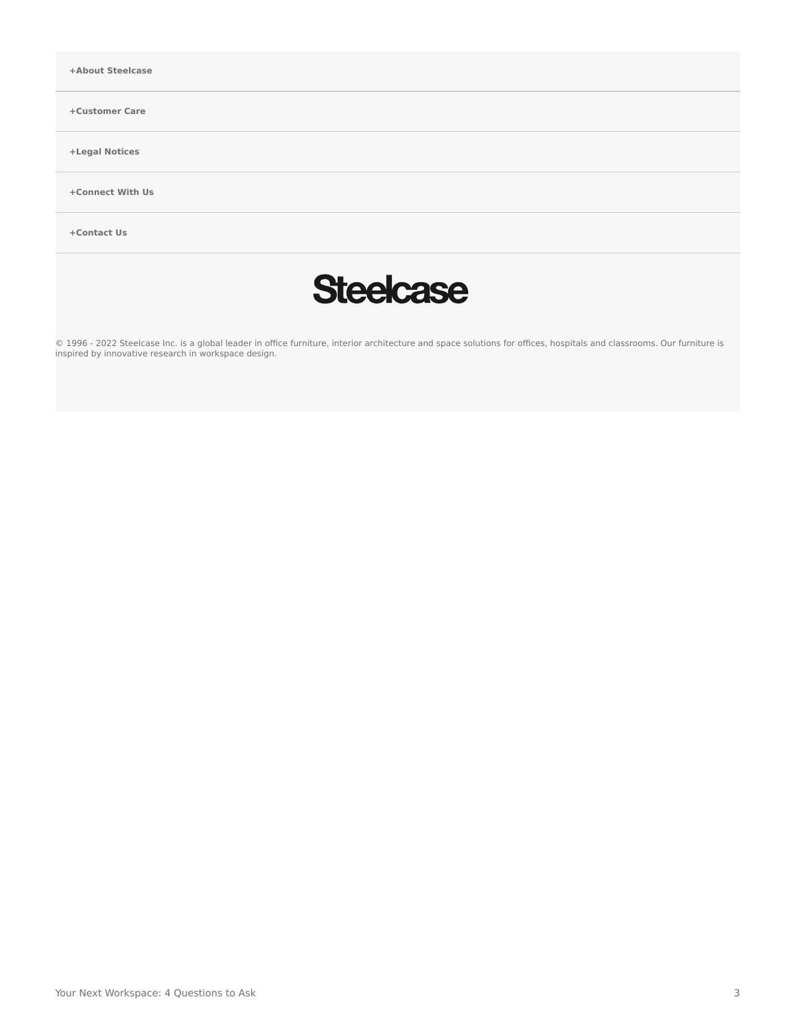+About Steelcase

+Customer Care

+Legal Notices

+Connect With Us

+Contact Us

Steelcase

© 1996 - 2022 Steelcase Inc. is a global leader in office furniture, interior architecture and space solutions for offices, hospitals and classrooms. Our furniture is inspired by innovative research in workspace design.